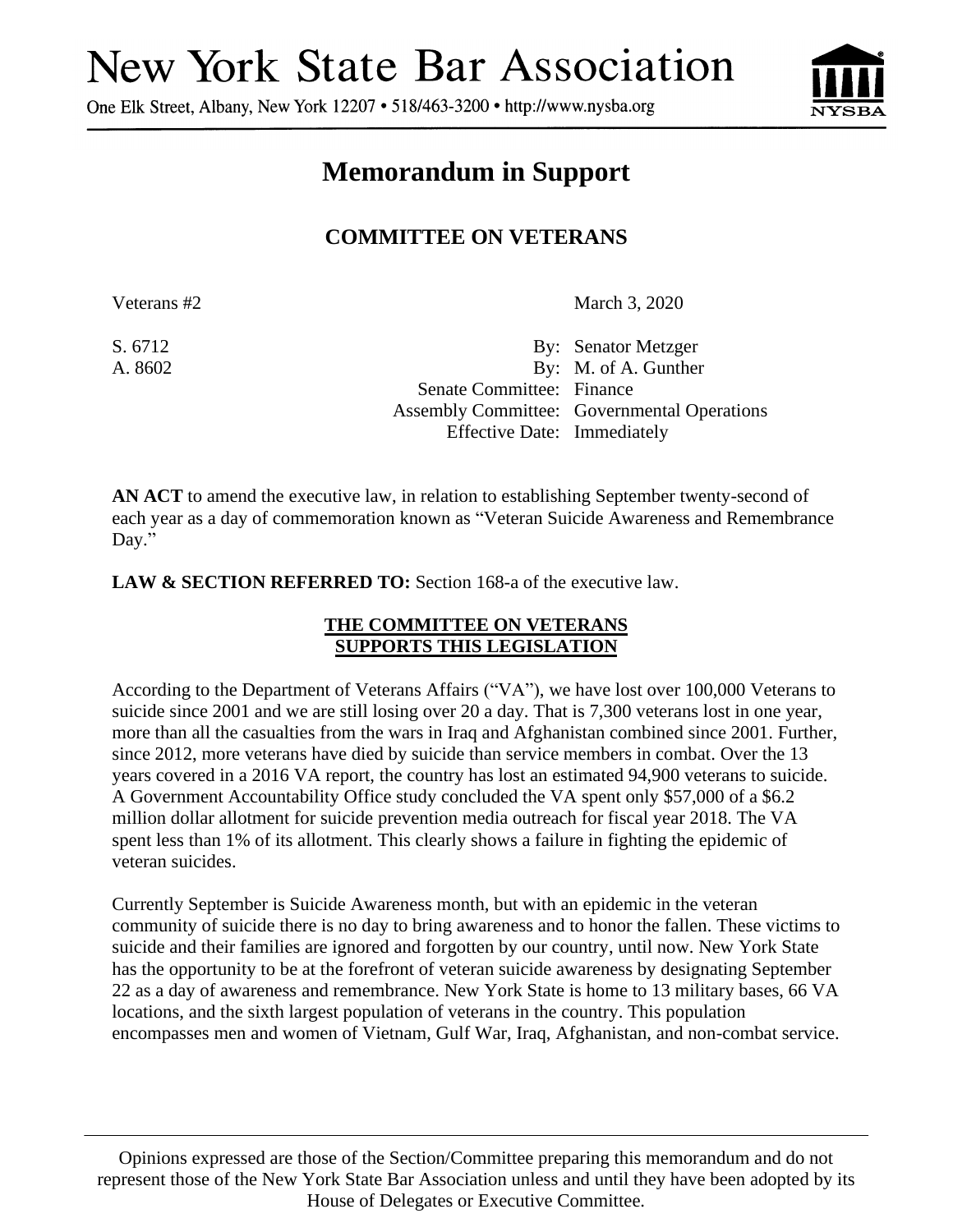# New York State Bar Association

One Elk Street, Albany, New York 12207 • 518/463-3200 • http://www.nysba.org

## Memorandum in Support

### COMMITTEE ON VETERANS

Veterans #2 March 3, 2020

S. 6712 By: Senator Metzger
A. 8602 By: M. of A. Gunther
Senate Committee: Finance
Assembly Committee: Governmental Operations
Effective Date: Immediately

**AN ACT** to amend the executive law, in relation to establishing September twenty-second of each year as a day of commemoration known as "Veteran Suicide Awareness and Remembrance Day."

**LAW & SECTION REFERRED TO:** Section 168-a of the executive law.

**THE COMMITTEE ON VETERANS SUPPORTS THIS LEGISLATION**

According to the Department of Veterans Affairs ("VA"), we have lost over 100,000 Veterans to suicide since 2001 and we are still losing over 20 a day. That is 7,300 veterans lost in one year, more than all the casualties from the wars in Iraq and Afghanistan combined since 2001. Further, since 2012, more veterans have died by suicide than service members in combat. Over the 13 years covered in a 2016 VA report, the country has lost an estimated 94,900 veterans to suicide. A Government Accountability Office study concluded the VA spent only $57,000 of a $6.2 million dollar allotment for suicide prevention media outreach for fiscal year 2018. The VA spent less than 1% of its allotment. This clearly shows a failure in fighting the epidemic of veteran suicides.

Currently September is Suicide Awareness month, but with an epidemic in the veteran community of suicide there is no day to bring awareness and to honor the fallen. These victims to suicide and their families are ignored and forgotten by our country, until now. New York State has the opportunity to be at the forefront of veteran suicide awareness by designating September 22 as a day of awareness and remembrance. New York State is home to 13 military bases, 66 VA locations, and the sixth largest population of veterans in the country. This population encompasses men and women of Vietnam, Gulf War, Iraq, Afghanistan, and non-combat service.

Opinions expressed are those of the Section/Committee preparing this memorandum and do not represent those of the New York State Bar Association unless and until they have been adopted by its House of Delegates or Executive Committee.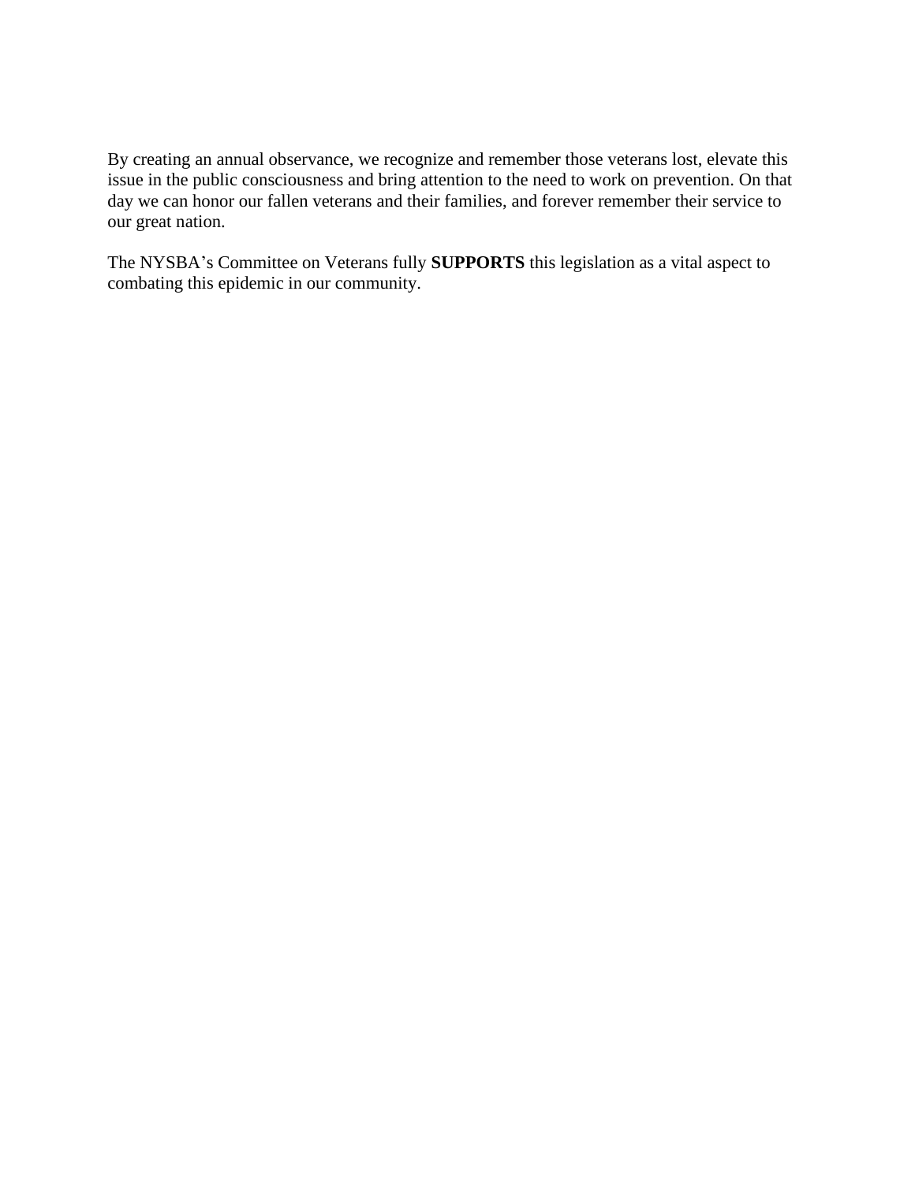By creating an annual observance, we recognize and remember those veterans lost, elevate this issue in the public consciousness and bring attention to the need to work on prevention. On that day we can honor our fallen veterans and their families, and forever remember their service to our great nation.

The NYSBA's Committee on Veterans fully **SUPPORTS** this legislation as a vital aspect to combating this epidemic in our community.